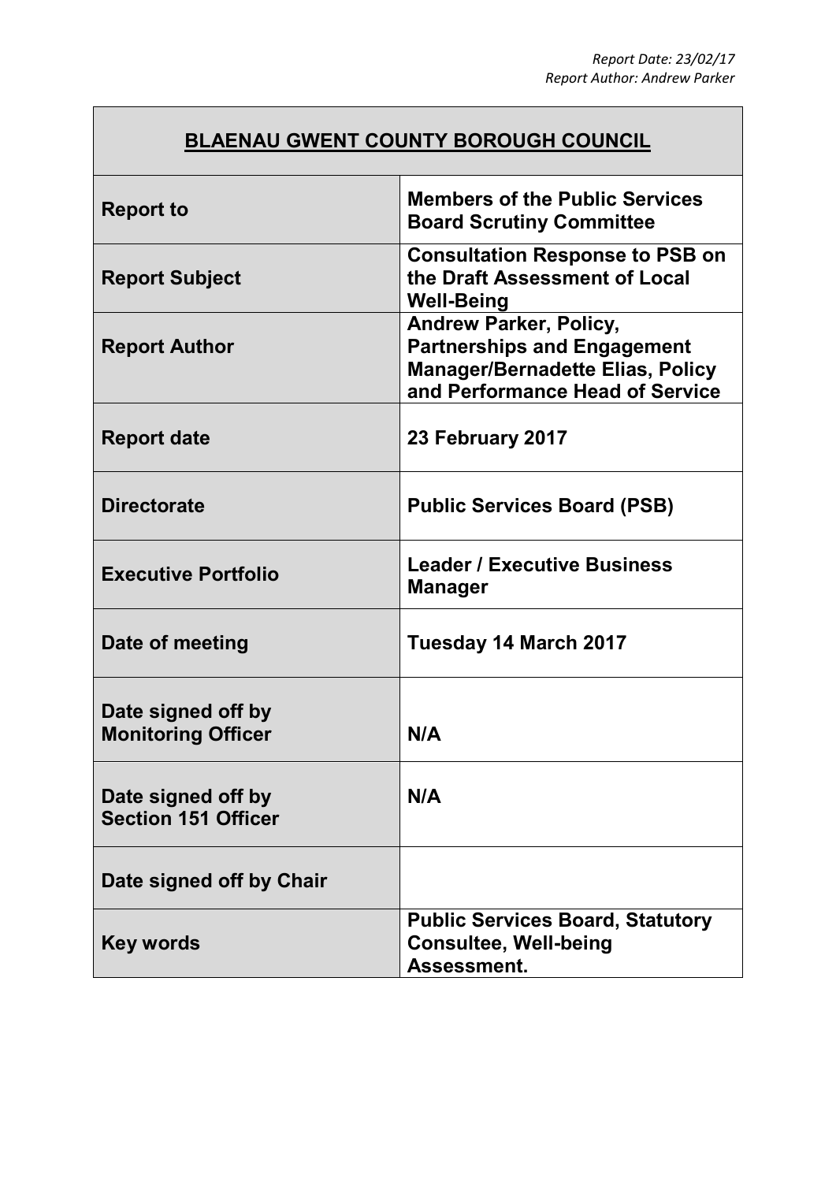*Report Date: 23/02/17*
*Report Author: Andrew Parker*

| **BLAENAU GWENT COUNTY BOROUGH COUNCIL** | |
|---|---|
| **Report to** | **Members of the Public Services Board Scrutiny Committee** |
| **Report Subject** | **Consultation Response to PSB on the Draft Assessment of Local Well-Being** |
| **Report Author** | **Andrew Parker, Policy, Partnerships and Engagement Manager/Bernadette Elias, Policy and Performance Head of Service** |
| **Report date** | **23 February 2017** |
| **Directorate** | **Public Services Board (PSB)** |
| **Executive Portfolio** | **Leader / Executive Business Manager** |
| **Date of meeting** | **Tuesday 14 March 2017** |
| **Date signed off by Monitoring Officer** | **N/A** |
| **Date signed off by Section 151 Officer** | **N/A** |
| **Date signed off by Chair** | |
| **Key words** | **Public Services Board, Statutory Consultee, Well-being Assessment.** |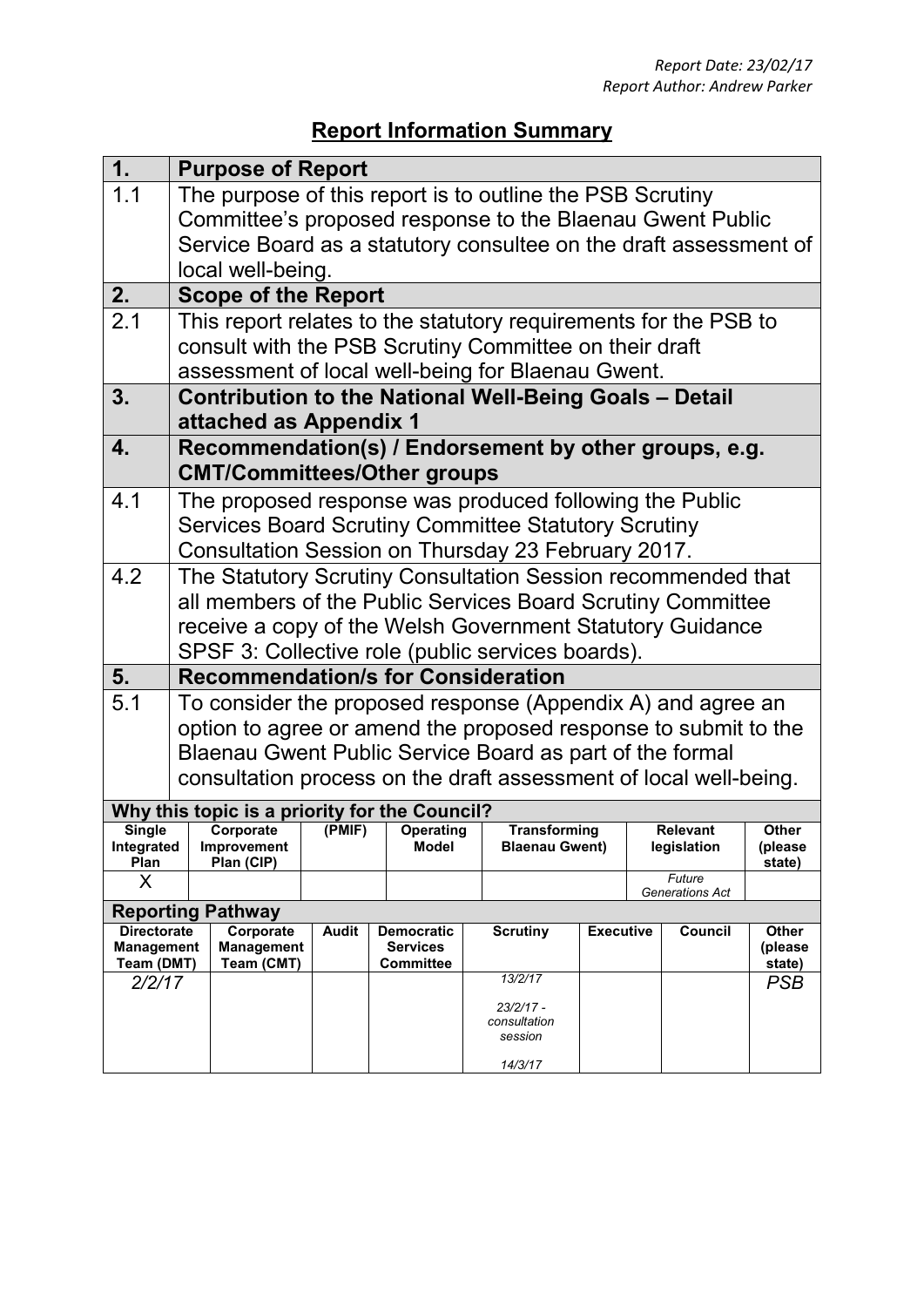*Report Date: 23/02/17*
*Report Author: Andrew Parker*

# Report Information Summary

| 1. | Purpose of Report |
|---|---|
| 1.1 | The purpose of this report is to outline the PSB Scrutiny Committee's proposed response to the Blaenau Gwent Public Service Board as a statutory consultee on the draft assessment of local well-being. |
| **2.** | **Scope of the Report** |
| 2.1 | This report relates to the statutory requirements for the PSB to consult with the PSB Scrutiny Committee on their draft assessment of local well-being for Blaenau Gwent. |
| **3.** | **Contribution to the National Well-Being Goals – Detail attached as Appendix 1** |
| **4.** | **Recommendation(s) / Endorsement by other groups, e.g. CMT/Committees/Other groups** |
| 4.1 | The proposed response was produced following the Public Services Board Scrutiny Committee Statutory Scrutiny Consultation Session on Thursday 23 February 2017. |
| 4.2 | The Statutory Scrutiny Consultation Session recommended that all members of the Public Services Board Scrutiny Committee receive a copy of the Welsh Government Statutory Guidance SPSF 3: Collective role (public services boards). |
| **5.** | **Recommendation/s for Consideration** |
| 5.1 | To consider the proposed response (Appendix A) and agree an option to agree or amend the proposed response to submit to the Blaenau Gwent Public Service Board as part of the formal consultation process on the draft assessment of local well-being. |

**Why this topic is a priority for the Council?**

| Single Integrated Plan | Corporate Improvement Plan (CIP) | (PMIF) | Operating Model | Transforming Blaenau Gwent) | Relevant legislation | Other (please state) |
|---|---|---|---|---|---|---|
| X | | | | | *Future Generations Act* | |

**Reporting Pathway**

| Directorate Management Team (DMT) | Corporate Management Team (CMT) | Audit | Democratic Services Committee | Scrutiny | Executive | Council | Other (please state) |
|---|---|---|---|---|---|---|---|
| *2/2/17* | | | | *13/2/17*<br><br>*23/2/17 - consultation session*<br><br>*14/3/17* | | | *PSB* |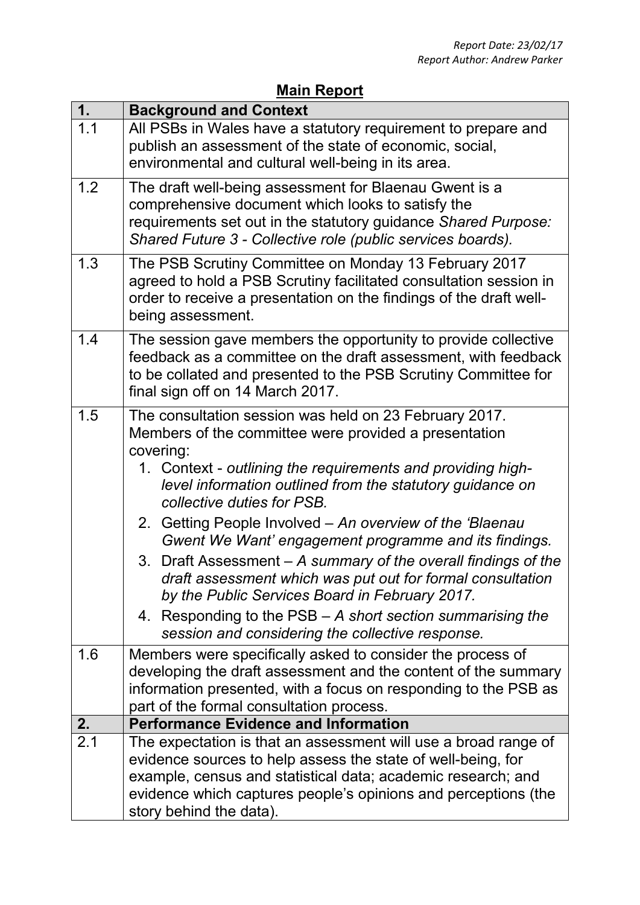Report Date: 23/02/17
Report Author: Andrew Parker

## Main Report

| 1. | **Background and Context** |
|---|---|
| 1.1 | All PSBs in Wales have a statutory requirement to prepare and publish an assessment of the state of economic, social, environmental and cultural well-being in its area. |
| 1.2 | The draft well-being assessment for Blaenau Gwent is a comprehensive document which looks to satisfy the requirements set out in the statutory guidance *Shared Purpose: Shared Future 3 - Collective role (public services boards).* |
| 1.3 | The PSB Scrutiny Committee on Monday 13 February 2017 agreed to hold a PSB Scrutiny facilitated consultation session in order to receive a presentation on the findings of the draft well-being assessment. |
| 1.4 | The session gave members the opportunity to provide collective feedback as a committee on the draft assessment, with feedback to be collated and presented to the PSB Scrutiny Committee for final sign off on 14 March 2017. |
| 1.5 | The consultation session was held on 23 February 2017. Members of the committee were provided a presentation covering:<br>1. Context - *outlining the requirements and providing high-level information outlined from the statutory guidance on collective duties for PSB.*<br>2. Getting People Involved – *An overview of the 'Blaenau Gwent We Want' engagement programme and its findings.*<br>3. Draft Assessment – *A summary of the overall findings of the draft assessment which was put out for formal consultation by the Public Services Board in February 2017.*<br>4. Responding to the PSB – *A short section summarising the session and considering the collective response.* |
| 1.6 | Members were specifically asked to consider the process of developing the draft assessment and the content of the summary information presented, with a focus on responding to the PSB as part of the formal consultation process. |
| **2.** | **Performance Evidence and Information** |
| 2.1 | The expectation is that an assessment will use a broad range of evidence sources to help assess the state of well-being, for example, census and statistical data; academic research; and evidence which captures people's opinions and perceptions (the story behind the data). |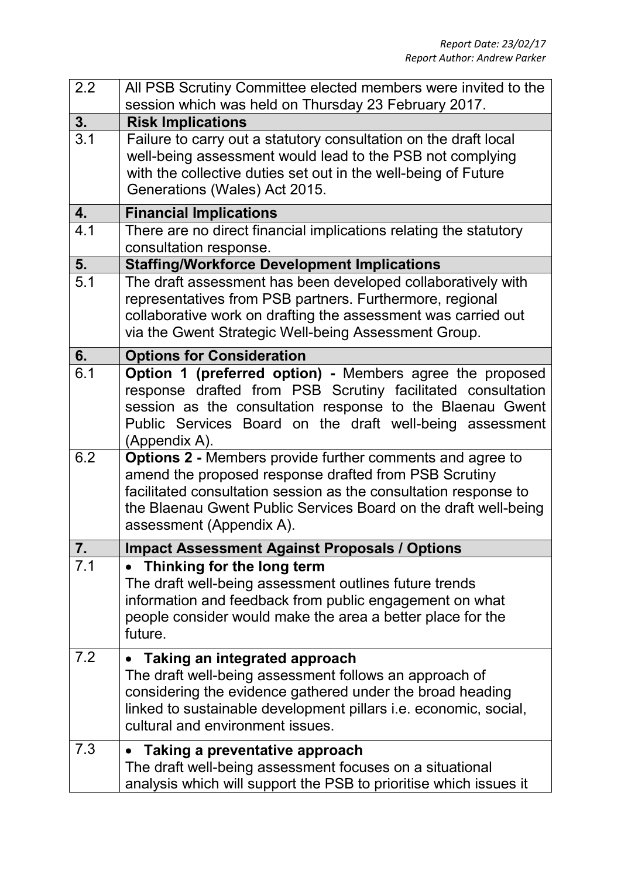| 2.2 | All PSB Scrutiny Committee elected members were invited to the session which was held on Thursday 23 February 2017. |
|---|---|
| **3.** | **Risk Implications** |
| 3.1 | Failure to carry out a statutory consultation on the draft local well-being assessment would lead to the PSB not complying with the collective duties set out in the well-being of Future Generations (Wales) Act 2015. |
| **4.** | **Financial Implications** |
| 4.1 | There are no direct financial implications relating the statutory consultation response. |
| **5.** | **Staffing/Workforce Development Implications** |
| 5.1 | The draft assessment has been developed collaboratively with representatives from PSB partners. Furthermore, regional collaborative work on drafting the assessment was carried out via the Gwent Strategic Well-being Assessment Group. |
| **6.** | **Options for Consideration** |
| 6.1 | **Option 1 (preferred option) -** Members agree the proposed response drafted from PSB Scrutiny facilitated consultation session as the consultation response to the Blaenau Gwent Public Services Board on the draft well-being assessment (Appendix A). |
| 6.2 | **Options 2 -** Members provide further comments and agree to amend the proposed response drafted from PSB Scrutiny facilitated consultation session as the consultation response to the Blaenau Gwent Public Services Board on the draft well-being assessment (Appendix A). |
| **7.** | **Impact Assessment Against Proposals / Options** |
| 7.1 | • **Thinking for the long term** The draft well-being assessment outlines future trends information and feedback from public engagement on what people consider would make the area a better place for the future. |
| 7.2 | • **Taking an integrated approach** The draft well-being assessment follows an approach of considering the evidence gathered under the broad heading linked to sustainable development pillars i.e. economic, social, cultural and environment issues. |
| 7.3 | • **Taking a preventative approach** The draft well-being assessment focuses on a situational analysis which will support the PSB to prioritise which issues it |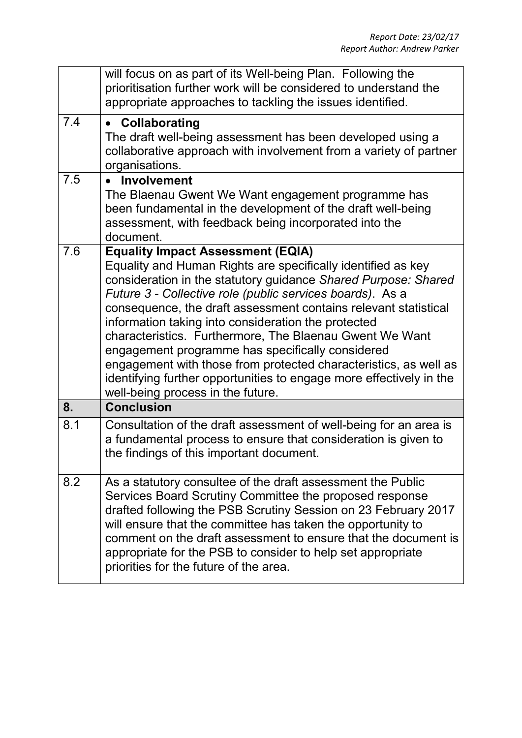| | |
|---|---|
| | will focus on as part of its Well-being Plan. Following the prioritisation further work will be considered to understand the appropriate approaches to tackling the issues identified. |
| 7.4 | • **Collaborating**<br>The draft well-being assessment has been developed using a collaborative approach with involvement from a variety of partner organisations. |
| 7.5 | • **Involvement**<br>The Blaenau Gwent We Want engagement programme has been fundamental in the development of the draft well-being assessment, with feedback being incorporated into the document. |
| 7.6 | **Equality Impact Assessment (EQIA)**<br>Equality and Human Rights are specifically identified as key consideration in the statutory guidance *Shared Purpose: Shared Future 3 - Collective role (public services boards)*. As a consequence, the draft assessment contains relevant statistical information taking into consideration the protected characteristics. Furthermore, The Blaenau Gwent We Want engagement programme has specifically considered engagement with those from protected characteristics, as well as identifying further opportunities to engage more effectively in the well-being process in the future. |
| **8.** | **Conclusion** |
| 8.1 | Consultation of the draft assessment of well-being for an area is a fundamental process to ensure that consideration is given to the findings of this important document. |
| 8.2 | As a statutory consultee of the draft assessment the Public Services Board Scrutiny Committee the proposed response drafted following the PSB Scrutiny Session on 23 February 2017 will ensure that the committee has taken the opportunity to comment on the draft assessment to ensure that the document is appropriate for the PSB to consider to help set appropriate priorities for the future of the area. |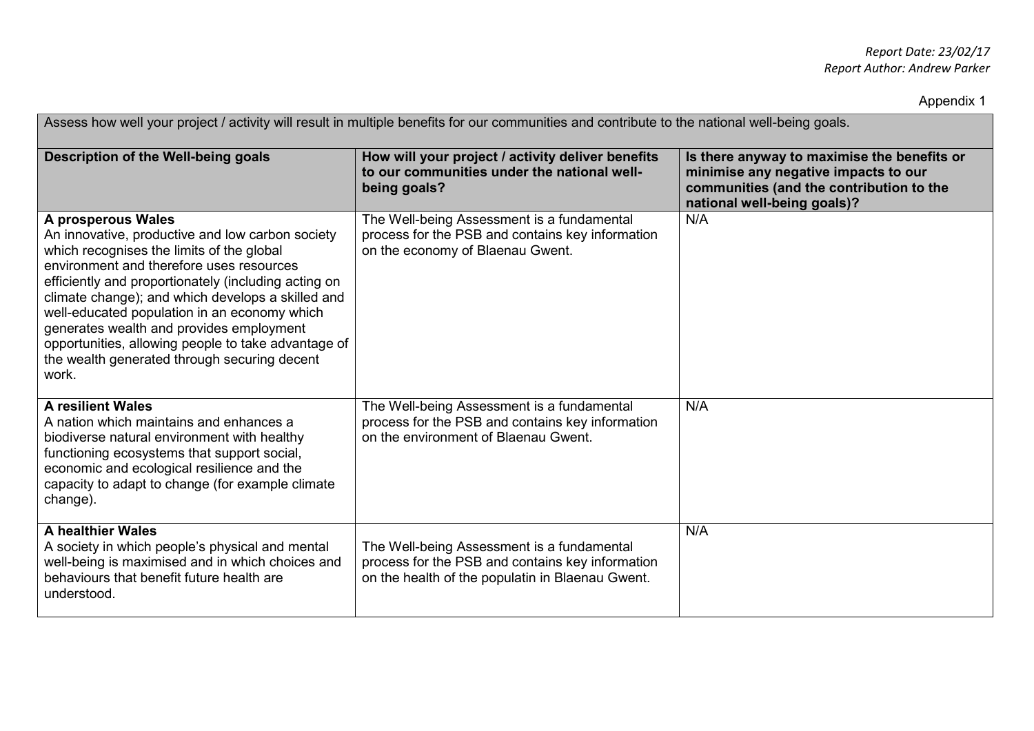*Report Date: 23/02/17*
*Report Author: Andrew Parker*

Appendix 1

| Assess how well your project / activity will result in multiple benefits for our communities and contribute to the national well-being goals. | | |
|---|---|---|
| **Description of the Well-being goals** | **How will your project / activity deliver benefits to our communities under the national well-being goals?** | **Is there anyway to maximise the benefits or minimise any negative impacts to our communities (and the contribution to the national well-being goals)?** |
| **A prosperous Wales** An innovative, productive and low carbon society which recognises the limits of the global environment and therefore uses resources efficiently and proportionately (including acting on climate change); and which develops a skilled and well-educated population in an economy which generates wealth and provides employment opportunities, allowing people to take advantage of the wealth generated through securing decent work. | The Well-being Assessment is a fundamental process for the PSB and contains key information on the economy of Blaenau Gwent. | N/A |
| **A resilient Wales** A nation which maintains and enhances a biodiverse natural environment with healthy functioning ecosystems that support social, economic and ecological resilience and the capacity to adapt to change (for example climate change). | The Well-being Assessment is a fundamental process for the PSB and contains key information on the environment of Blaenau Gwent. | N/A |
| **A healthier Wales** A society in which people's physical and mental well-being is maximised and in which choices and behaviours that benefit future health are understood. | The Well-being Assessment is a fundamental process for the PSB and contains key information on the health of the populatin in Blaenau Gwent. | N/A |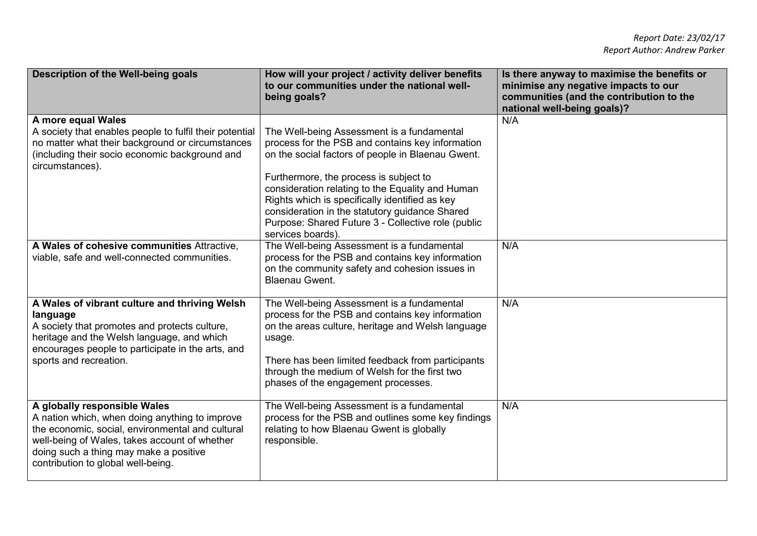*Report Date: 23/02/17*
*Report Author: Andrew Parker*

| Description of the Well-being goals | How will your project / activity deliver benefits to our communities under the national well-being goals? | Is there anyway to maximise the benefits or minimise any negative impacts to our communities (and the contribution to the national well-being goals)? |
|---|---|---|
| **A more equal Wales** A society that enables people to fulfil their potential no matter what their background or circumstances (including their socio economic background and circumstances). | The Well-being Assessment is a fundamental process for the PSB and contains key information on the social factors of people in Blaenau Gwent. Furthermore, the process is subject to consideration relating to the Equality and Human Rights which is specifically identified as key consideration in the statutory guidance Shared Purpose: Shared Future 3 - Collective role (public services boards). | N/A |
| **A Wales of cohesive communities** Attractive, viable, safe and well-connected communities. | The Well-being Assessment is a fundamental process for the PSB and contains key information on the community safety and cohesion issues in Blaenau Gwent. | N/A |
| **A Wales of vibrant culture and thriving Welsh language** A society that promotes and protects culture, heritage and the Welsh language, and which encourages people to participate in the arts, and sports and recreation. | The Well-being Assessment is a fundamental process for the PSB and contains key information on the areas culture, heritage and Welsh language usage. There has been limited feedback from participants through the medium of Welsh for the first two phases of the engagement processes. | N/A |
| **A globally responsible Wales** A nation which, when doing anything to improve the economic, social, environmental and cultural well-being of Wales, takes account of whether doing such a thing may make a positive contribution to global well-being. | The Well-being Assessment is a fundamental process for the PSB and outlines some key findings relating to how Blaenau Gwent is globally responsible. | N/A |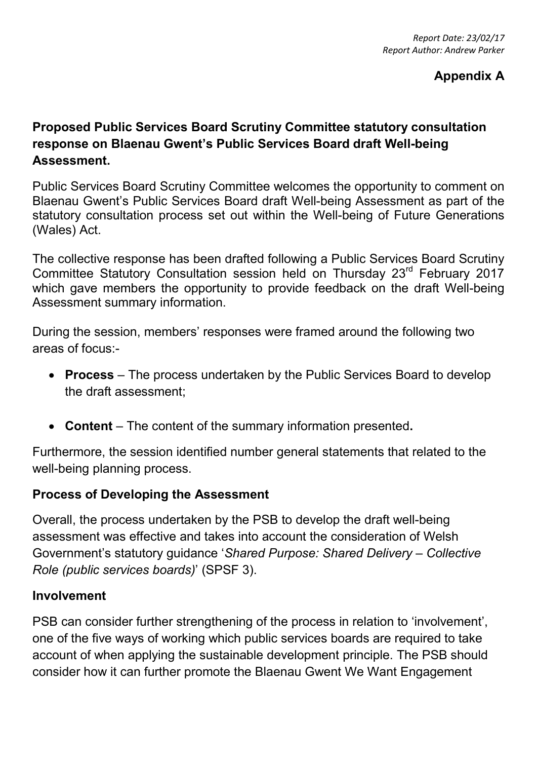*Report Date: 23/02/17*
*Report Author: Andrew Parker*

**Appendix A**

**Proposed Public Services Board Scrutiny Committee statutory consultation response on Blaenau Gwent's Public Services Board draft Well-being Assessment.**

Public Services Board Scrutiny Committee welcomes the opportunity to comment on Blaenau Gwent's Public Services Board draft Well-being Assessment as part of the statutory consultation process set out within the Well-being of Future Generations (Wales) Act.

The collective response has been drafted following a Public Services Board Scrutiny Committee Statutory Consultation session held on Thursday 23rd February 2017 which gave members the opportunity to provide feedback on the draft Well-being Assessment summary information.

During the session, members' responses were framed around the following two areas of focus:-

- **Process** – The process undertaken by the Public Services Board to develop the draft assessment;
- **Content** – The content of the summary information presented**.**

Furthermore, the session identified number general statements that related to the well-being planning process.

**Process of Developing the Assessment**

Overall, the process undertaken by the PSB to develop the draft well-being assessment was effective and takes into account the consideration of Welsh Government's statutory guidance '*Shared Purpose: Shared Delivery – Collective Role (public services boards)*' (SPSF 3).

**Involvement**

PSB can consider further strengthening of the process in relation to 'involvement', one of the five ways of working which public services boards are required to take account of when applying the sustainable development principle. The PSB should consider how it can further promote the Blaenau Gwent We Want Engagement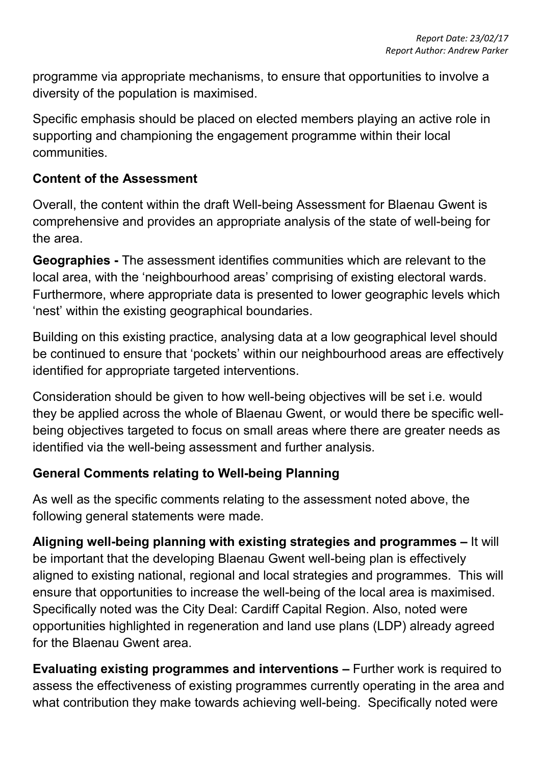programme via appropriate mechanisms, to ensure that opportunities to involve a diversity of the population is maximised.

Specific emphasis should be placed on elected members playing an active role in supporting and championing the engagement programme within their local communities.

**Content of the Assessment**

Overall, the content within the draft Well-being Assessment for Blaenau Gwent is comprehensive and provides an appropriate analysis of the state of well-being for the area.

**Geographies -** The assessment identifies communities which are relevant to the local area, with the 'neighbourhood areas' comprising of existing electoral wards. Furthermore, where appropriate data is presented to lower geographic levels which 'nest' within the existing geographical boundaries.

Building on this existing practice, analysing data at a low geographical level should be continued to ensure that 'pockets' within our neighbourhood areas are effectively identified for appropriate targeted interventions.

Consideration should be given to how well-being objectives will be set i.e. would they be applied across the whole of Blaenau Gwent, or would there be specific well-being objectives targeted to focus on small areas where there are greater needs as identified via the well-being assessment and further analysis.

**General Comments relating to Well-being Planning**

As well as the specific comments relating to the assessment noted above, the following general statements were made.

**Aligning well-being planning with existing strategies and programmes –** It will be important that the developing Blaenau Gwent well-being plan is effectively aligned to existing national, regional and local strategies and programmes. This will ensure that opportunities to increase the well-being of the local area is maximised. Specifically noted was the City Deal: Cardiff Capital Region. Also, noted were opportunities highlighted in regeneration and land use plans (LDP) already agreed for the Blaenau Gwent area.

**Evaluating existing programmes and interventions –** Further work is required to assess the effectiveness of existing programmes currently operating in the area and what contribution they make towards achieving well-being. Specifically noted were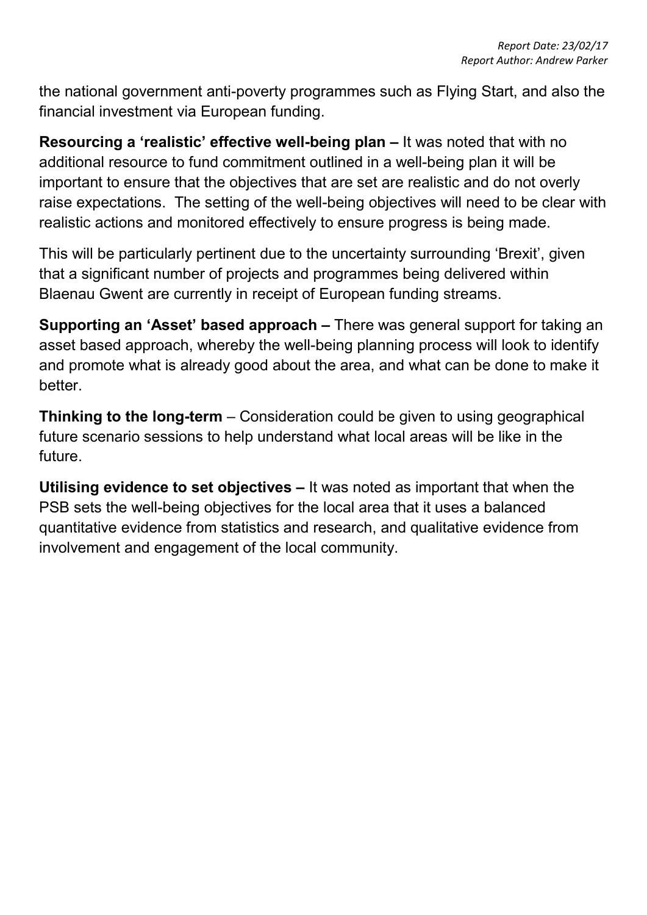the national government anti-poverty programmes such as Flying Start, and also the financial investment via European funding.

**Resourcing a 'realistic' effective well-being plan –** It was noted that with no additional resource to fund commitment outlined in a well-being plan it will be important to ensure that the objectives that are set are realistic and do not overly raise expectations. The setting of the well-being objectives will need to be clear with realistic actions and monitored effectively to ensure progress is being made.

This will be particularly pertinent due to the uncertainty surrounding 'Brexit', given that a significant number of projects and programmes being delivered within Blaenau Gwent are currently in receipt of European funding streams.

**Supporting an 'Asset' based approach –** There was general support for taking an asset based approach, whereby the well-being planning process will look to identify and promote what is already good about the area, and what can be done to make it better.

**Thinking to the long-term** – Consideration could be given to using geographical future scenario sessions to help understand what local areas will be like in the future.

**Utilising evidence to set objectives –** It was noted as important that when the PSB sets the well-being objectives for the local area that it uses a balanced quantitative evidence from statistics and research, and qualitative evidence from involvement and engagement of the local community.